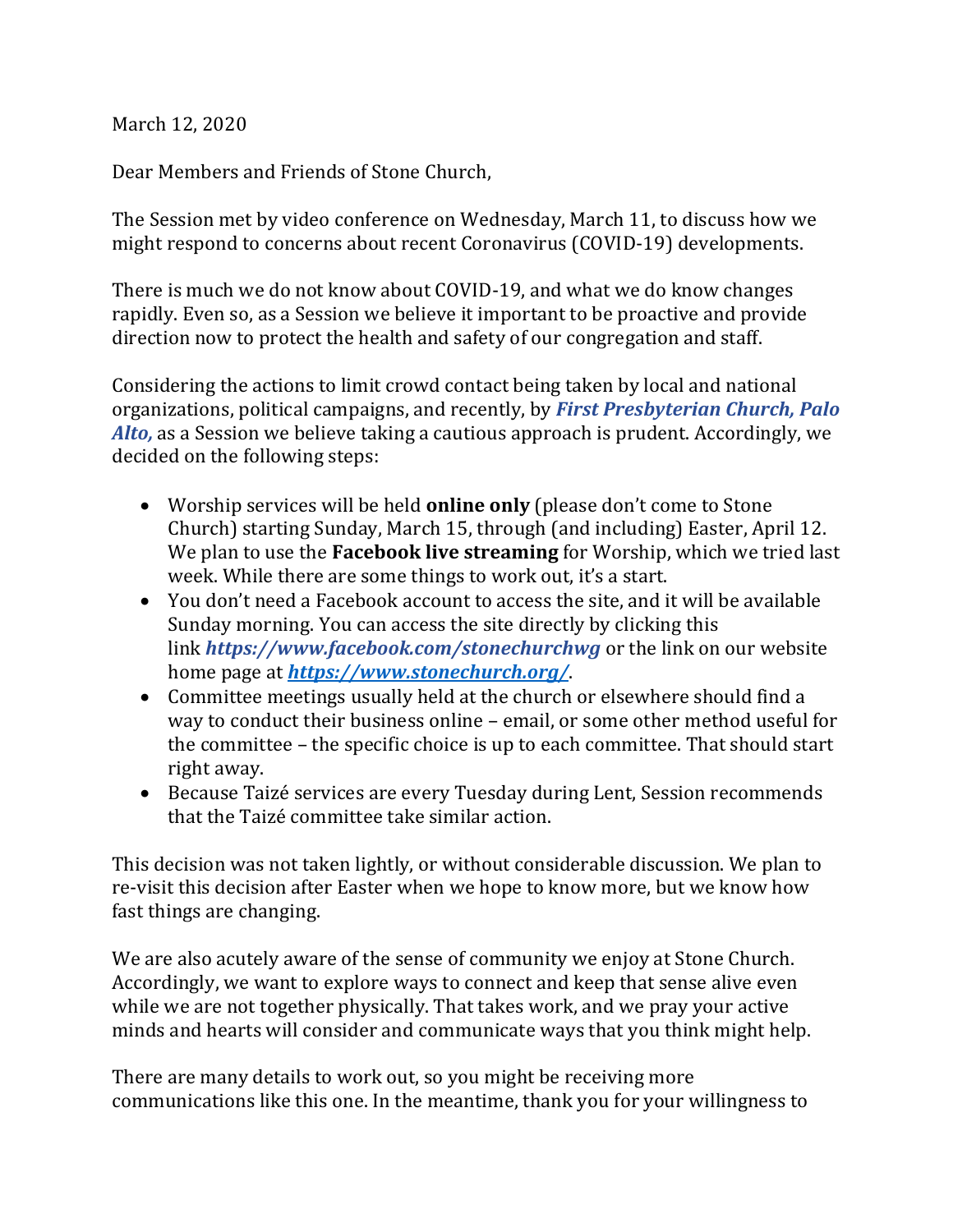March 12, 2020

Dear Members and Friends of Stone Church,

The Session met by video conference on Wednesday, March 11, to discuss how we might respond to concerns about recent Coronavirus (COVID-19) developments.

There is much we do not know about COVID-19, and what we do know changes rapidly. Even so, as a Session we believe it important to be proactive and provide direction now to protect the health and safety of our congregation and staff.

Considering the actions to limit crowd contact being taken by local and national organizations, political campaigns, and recently, by ***First Presbyterian Church, Palo Alto,*** as a Session we believe taking a cautious approach is prudent. Accordingly, we decided on the following steps:

- Worship services will be held **online only** (please don't come to Stone Church) starting Sunday, March 15, through (and including) Easter, April 12. We plan to use the **Facebook live streaming** for Worship, which we tried last week. While there are some things to work out, it's a start.
- You don't need a Facebook account to access the site, and it will be available Sunday morning. You can access the site directly by clicking this link ***https://www.facebook.com/stonechurchwg*** or the link on our website home page at ***https://www.stonechurch.org/***.
- Committee meetings usually held at the church or elsewhere should find a way to conduct their business online – email, or some other method useful for the committee – the specific choice is up to each committee. That should start right away.
- Because Taizé services are every Tuesday during Lent, Session recommends that the Taizé committee take similar action.

This decision was not taken lightly, or without considerable discussion. We plan to re-visit this decision after Easter when we hope to know more, but we know how fast things are changing.

We are also acutely aware of the sense of community we enjoy at Stone Church. Accordingly, we want to explore ways to connect and keep that sense alive even while we are not together physically. That takes work, and we pray your active minds and hearts will consider and communicate ways that you think might help.

There are many details to work out, so you might be receiving more communications like this one. In the meantime, thank you for your willingness to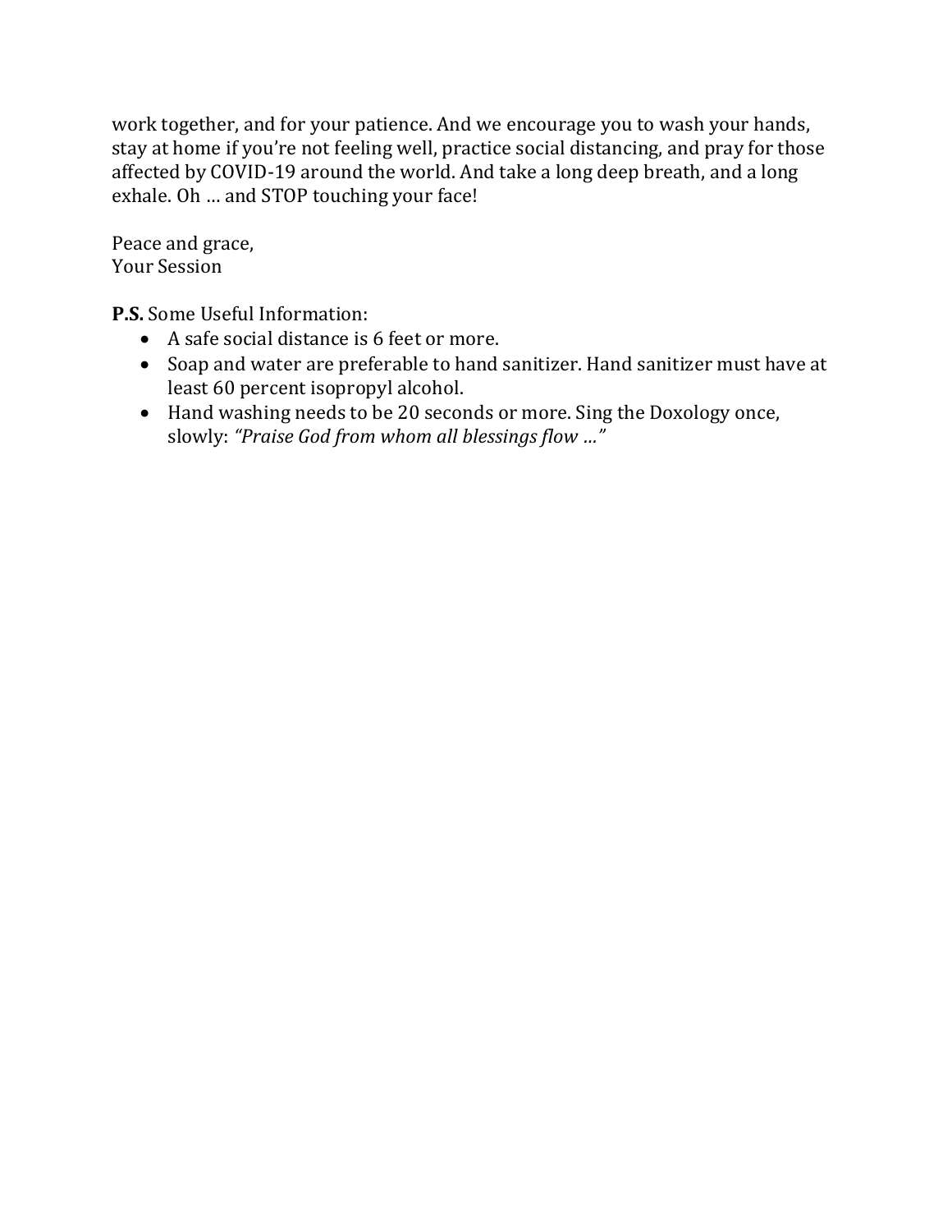work together, and for your patience. And we encourage you to wash your hands, stay at home if you're not feeling well, practice social distancing, and pray for those affected by COVID-19 around the world. And take a long deep breath, and a long exhale. Oh … and STOP touching your face!

Peace and grace,
Your Session

**P.S.** Some Useful Information:

- A safe social distance is 6 feet or more.
- Soap and water are preferable to hand sanitizer. Hand sanitizer must have at least 60 percent isopropyl alcohol.
- Hand washing needs to be 20 seconds or more. Sing the Doxology once, slowly: *"Praise God from whom all blessings flow …"*